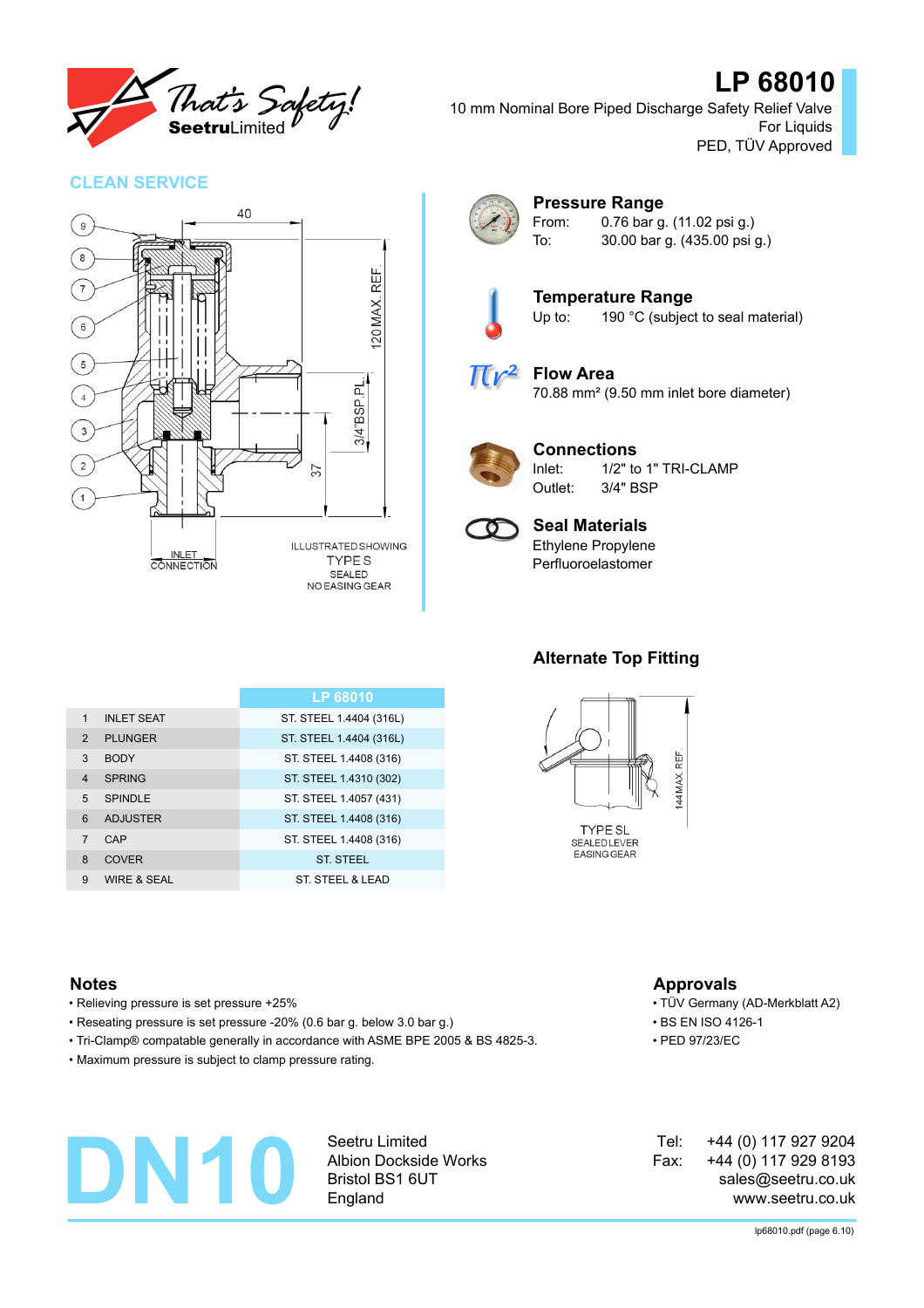# LP 68010

10 mm Nominal Bore Piped Discharge Safety Relief Valve
For Liquids
PED, TÜV Approved

## CLEAN SERVICE

ILLUSTRATED SHOWING
TYPE S
SEALED
NO EASING GEAR

INLET CONNECTION

### Pressure Range

From: 0.76 bar g. (11.02 psi g.)
To: 30.00 bar g. (435.00 psi g.)

### Temperature Range

Up to: 190 °C (subject to seal material)

### Flow Area

70.88 mm² (9.50 mm inlet bore diameter)

### Connections

Inlet: 1/2" to 1" TRI-CLAMP
Outlet: 3/4" BSP

### Seal Materials

Ethylene Propylene
Perfluoroelastomer

### Alternate Top Fitting

TYPE SL
SEALED LEVER
EASING GEAR

| | | LP 68010 |
|---|---|---|
| 1 | INLET SEAT | ST. STEEL 1.4404 (316L) |
| 2 | PLUNGER | ST. STEEL 1.4404 (316L) |
| 3 | BODY | ST. STEEL 1.4408 (316) |
| 4 | SPRING | ST. STEEL 1.4310 (302) |
| 5 | SPINDLE | ST. STEEL 1.4057 (431) |
| 6 | ADJUSTER | ST. STEEL 1.4408 (316) |
| 7 | CAP | ST. STEEL 1.4408 (316) |
| 8 | COVER | ST. STEEL |
| 9 | WIRE & SEAL | ST. STEEL & LEAD |

## Notes

- Relieving pressure is set pressure +25%
- Reseating pressure is set pressure -20% (0.6 bar g. below 3.0 bar g.)
- Tri-Clamp® compatable generally in accordance with ASME BPE 2005 & BS 4825-3.
- Maximum pressure is subject to clamp pressure rating.

## Approvals

- TÜV Germany (AD-Merkblatt A2)
- BS EN ISO 4126-1
- PED 97/23/EC

**DN10**

Seetru Limited
Albion Dockside Works
Bristol BS1 6UT
England

Tel: +44 (0) 117 927 9204
Fax: +44 (0) 117 929 8193
sales@seetru.co.uk
www.seetru.co.uk

lp68010.pdf (page 6.10)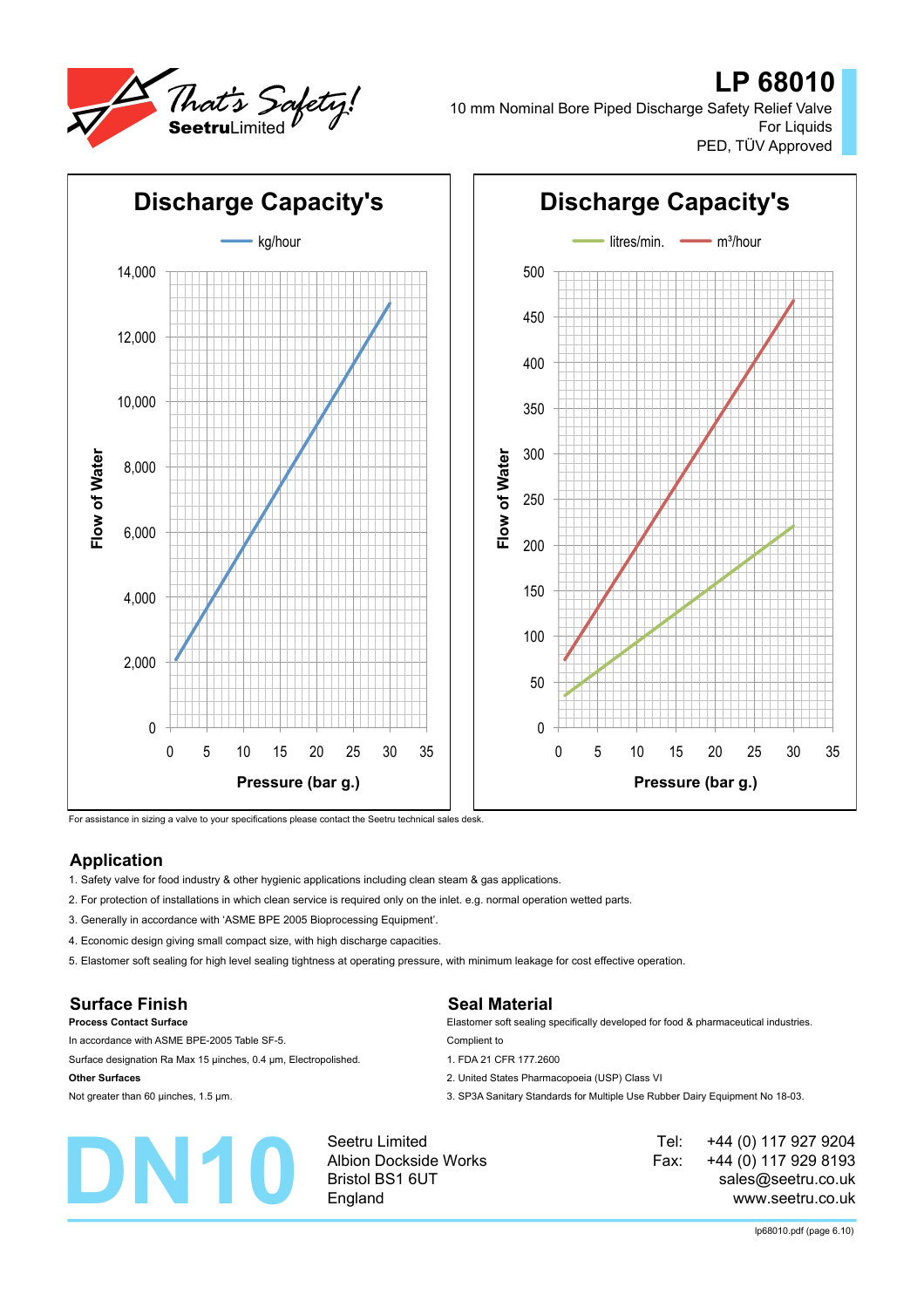That's Safety!
**Seetru**Limited

# LP 68010

10 mm Nominal Bore Piped Discharge Safety Relief Valve
For Liquids
PED, TÜV Approved

## Discharge Capacity's

kg/hour

Flow of Water

14,000
12,000
10,000
8,000
6,000
4,000
2,000
0

0 5 10 15 20 25 30 35

Pressure (bar g.)

## Discharge Capacity's

litres/min. m³/hour

Flow of Water

500
450
400
350
300
250
200
150
100
50
0

0 5 10 15 20 25 30 35

Pressure (bar g.)

For assistance in sizing a valve to your specifications please contact the Seetru technical sales desk.

## Application

1. Safety valve for food industry & other hygienic applications including clean steam & gas applications.
2. For protection of installations in which clean service is required only on the inlet. e.g. normal operation wetted parts.
3. Generally in accordance with 'ASME BPE 2005 Bioprocessing Equipment'.
4. Economic design giving small compact size, with high discharge capacities.
5. Elastomer soft sealing for high level sealing tightness at operating pressure, with minimum leakage for cost effective operation.

## Surface Finish

**Process Contact Surface**

In accordance with ASME BPE-2005 Table SF-5.

Surface designation Ra Max 15 µinches, 0.4 µm, Electropolished.

**Other Surfaces**

Not greater than 60 µinches, 1.5 µm.

## Seal Material

Elastomer soft sealing specifically developed for food & pharmaceutical industries.

Complient to

1. FDA 21 CFR 177.2600
2. United States Pharmacopoeia (USP) Class VI
3. SP3A Sanitary Standards for Multiple Use Rubber Dairy Equipment No 18-03.

# DN10

Seetru Limited
Albion Dockside Works
Bristol BS1 6UT
England

Tel: +44 (0) 117 927 9204
Fax: +44 (0) 117 929 8193
sales@seetru.co.uk
www.seetru.co.uk

lp68010.pdf (page 6.10)